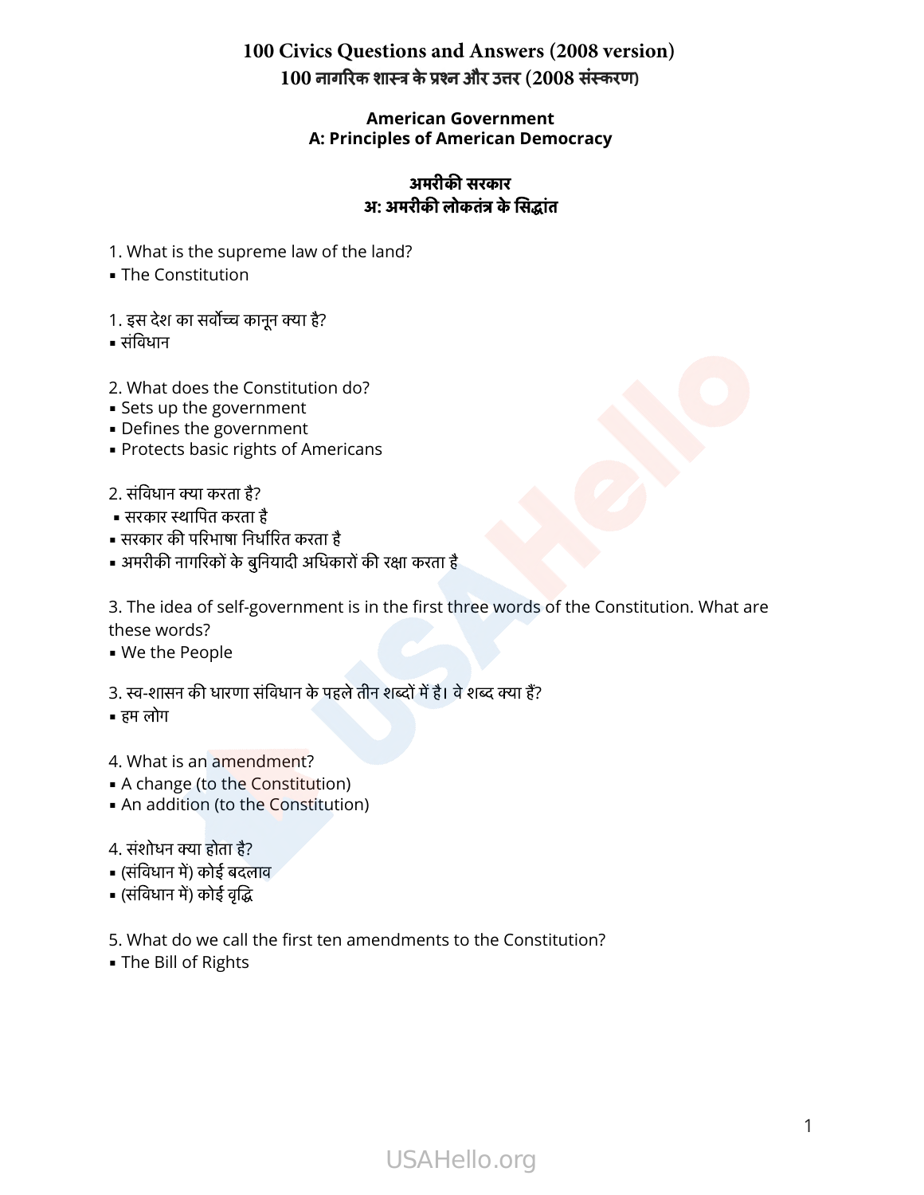# 100 Civics Questions and Answers (2008 version)
# 100 नागरिक शास्त्र के प्रश्न और उत्तर (2008 संस्करण)

## American Government
## A: Principles of American Democracy

## अमरीकी सरकार
## अ: अमरीकी लोकतंत्र के सिद्धांत

1. What is the supreme law of the land?
- The Constitution

1. इस देश का सर्वोच्च कानून क्या है?
- संविधान

2. What does the Constitution do?
- Sets up the government
- Defines the government
- Protects basic rights of Americans

2. संविधान क्या करता है?
- सरकार स्थापित करता है
- सरकार की परिभाषा निर्धारित करता है
- अमरीकी नागरिकों के बुनियादी अधिकारों की रक्षा करता है

3. The idea of self-government is in the first three words of the Constitution. What are these words?
- We the People

3. स्व-शासन की धारणा संविधान के पहले तीन शब्दों में है। वे शब्द क्या हैं?
- हम लोग

4. What is an amendment?
- A change (to the Constitution)
- An addition (to the Constitution)

4. संशोधन क्या होता है?
- (संविधान में) कोई बदलाव
- (संविधान में) कोई वृद्धि

5. What do we call the first ten amendments to the Constitution?
- The Bill of Rights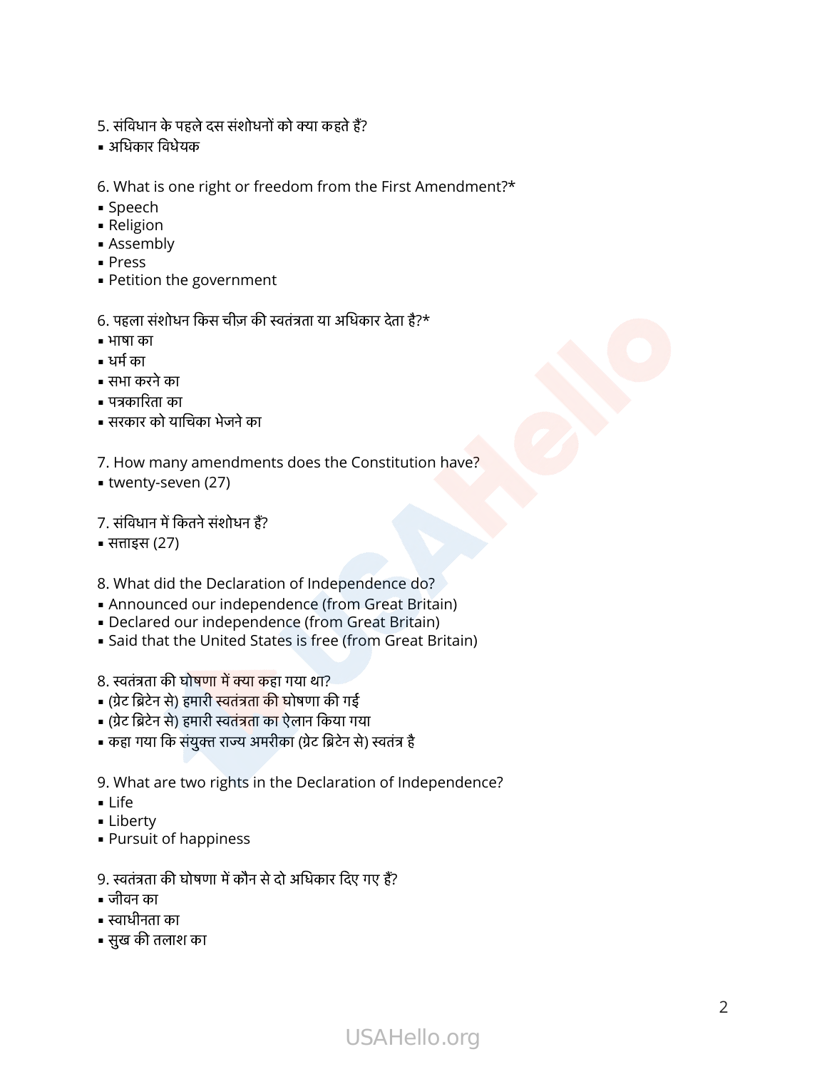5. संविधान के पहले दस संशोधनों को क्या कहते हैं?
- अधिकार विधेयक

6. What is one right or freedom from the First Amendment?*
- Speech
- Religion
- Assembly
- Press
- Petition the government

6. पहला संशोधन किस चीज़ की स्वतंत्रता या अधिकार देता है?*
- भाषा का
- धर्म का
- सभा करने का
- पत्रकारिता का
- सरकार को याचिका भेजने का

7. How many amendments does the Constitution have?
- twenty-seven (27)

7. संविधान में कितने संशोधन हैं?
- सत्ताइस (27)

8. What did the Declaration of Independence do?
- Announced our independence (from Great Britain)
- Declared our independence (from Great Britain)
- Said that the United States is free (from Great Britain)

8. स्वतंत्रता की घोषणा में क्या कहा गया था?
- (ग्रेट ब्रिटेन से) हमारी स्वतंत्रता की घोषणा की गई
- (ग्रेट ब्रिटेन से) हमारी स्वतंत्रता का ऐलान किया गया
- कहा गया कि संयुक्त राज्य अमरीका (ग्रेट ब्रिटेन से) स्वतंत्र है

9. What are two rights in the Declaration of Independence?
- Life
- Liberty
- Pursuit of happiness

9. स्वतंत्रता की घोषणा में कौन से दो अधिकार दिए गए हैं?
- जीवन का
- स्वाधीनता का
- सुख की तलाश का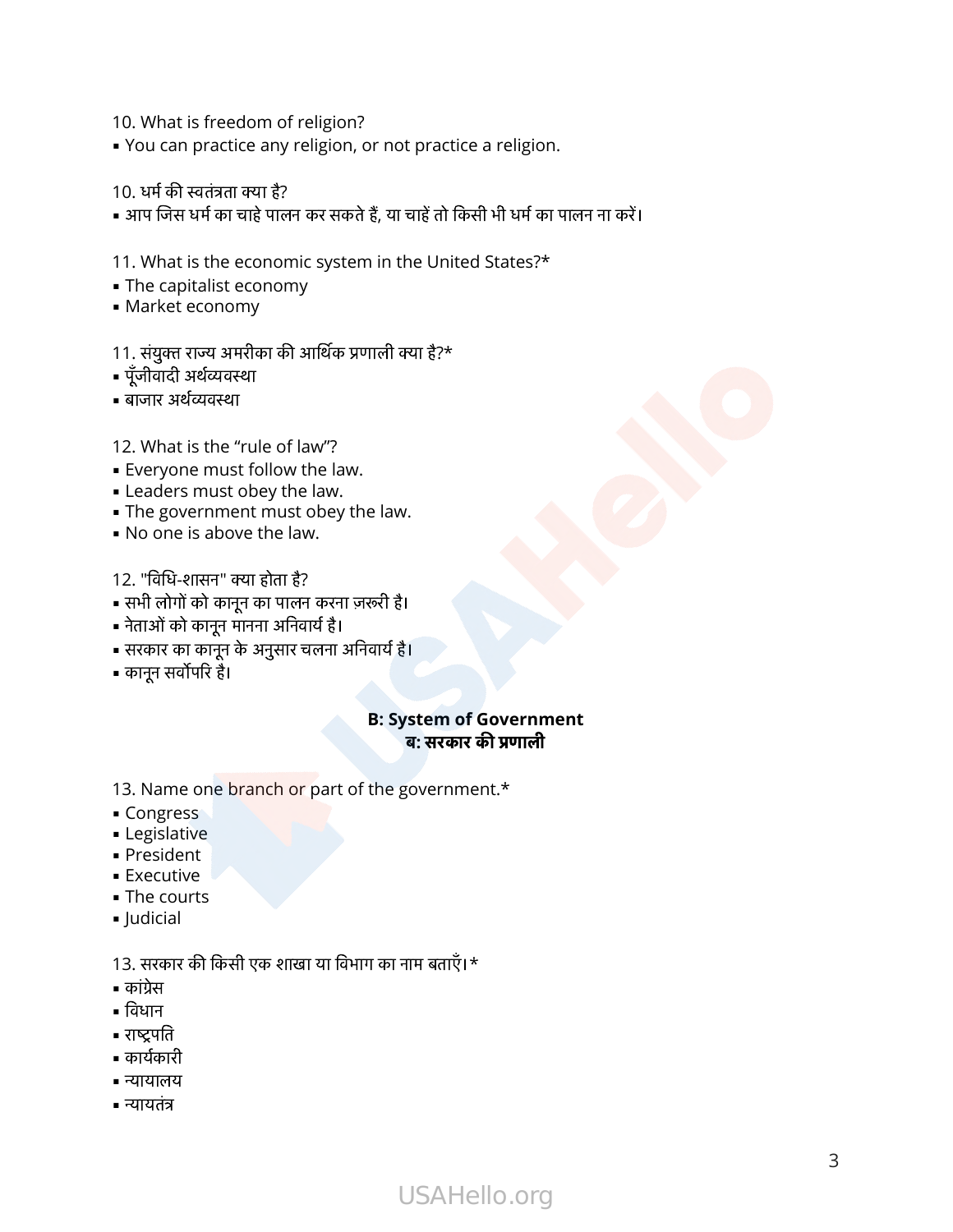10. What is freedom of religion?
- You can practice any religion, or not practice a religion.

10. धर्म की स्वतंत्रता क्या है?
- आप जिस धर्म का चाहे पालन कर सकते हैं, या चाहें तो किसी भी धर्म का पालन ना करें।

11. What is the economic system in the United States?*
- The capitalist economy
- Market economy

11. संयुक्त राज्य अमरीका की आर्थिक प्रणाली क्या है?*
- पूँजीवादी अर्थव्यवस्था
- बाजार अर्थव्यवस्था

12. What is the “rule of law”?
- Everyone must follow the law.
- Leaders must obey the law.
- The government must obey the law.
- No one is above the law.

12. "विधि-शासन" क्या होता है?
- सभी लोगों को कानून का पालन करना ज़रूरी है।
- नेताओं को कानून मानना अनिवार्य है।
- सरकार का कानून के अनुसार चलना अनिवार्य है।
- कानून सर्वोपरि है।

## B: System of Government
## ब: सरकार की प्रणाली

13. Name one branch or part of the government.*
- Congress
- Legislative
- President
- Executive
- The courts
- Judicial

13. सरकार की किसी एक शाखा या विभाग का नाम बताएँ।*
- कांग्रेस
- विधान
- राष्ट्रपति
- कार्यकारी
- न्यायालय
- न्यायतंत्र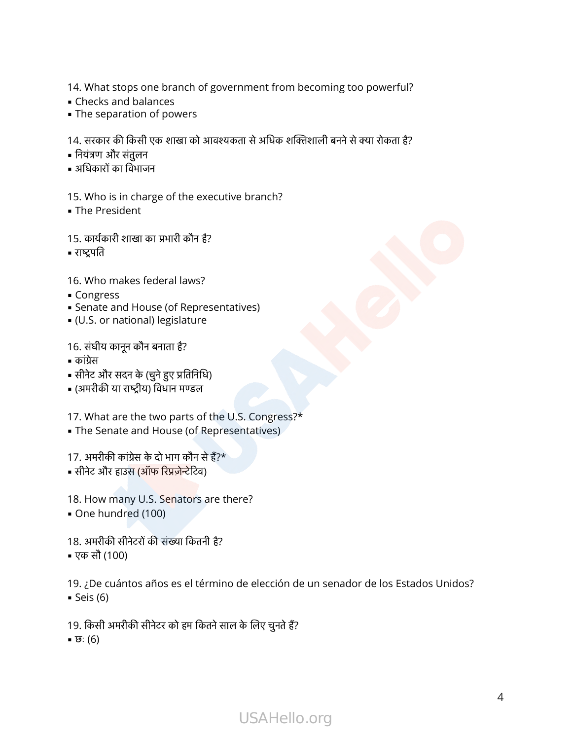14. What stops one branch of government from becoming too powerful?
- Checks and balances
- The separation of powers

14. सरकार की किसी एक शाखा को आवश्यकता से अधिक शक्तिशाली बनने से क्या रोकता है?
- नियंत्रण और संतुलन
- अधिकारों का विभाजन

15. Who is in charge of the executive branch?
- The President

15. कार्यकारी शाखा का प्रभारी कौन है?
- राष्ट्रपति

16. Who makes federal laws?
- Congress
- Senate and House (of Representatives)
- (U.S. or national) legislature

16. संघीय कानून कौन बनाता है?
- कांग्रेस
- सीनेट और सदन के (चुने हुए प्रतिनिधि)
- (अमरीकी या राष्ट्रीय) विधान मण्डल

17. What are the two parts of the U.S. Congress?*
- The Senate and House (of Representatives)

17. अमरीकी कांग्रेस के दो भाग कौन से हैं?*
- सीनेट और हाउस (ऑफ रिप्रज़ेन्टेटिव)

18. How many U.S. Senators are there?
- One hundred (100)

18. अमरीकी सीनेटरों की संख्या कितनी है?
- एक सौ (100)

19. ¿De cuántos años es el término de elección de un senador de los Estados Unidos?
- Seis (6)

19. किसी अमरीकी सीनेटर को हम कितने साल के लिए चुनते हैं?
- छः (6)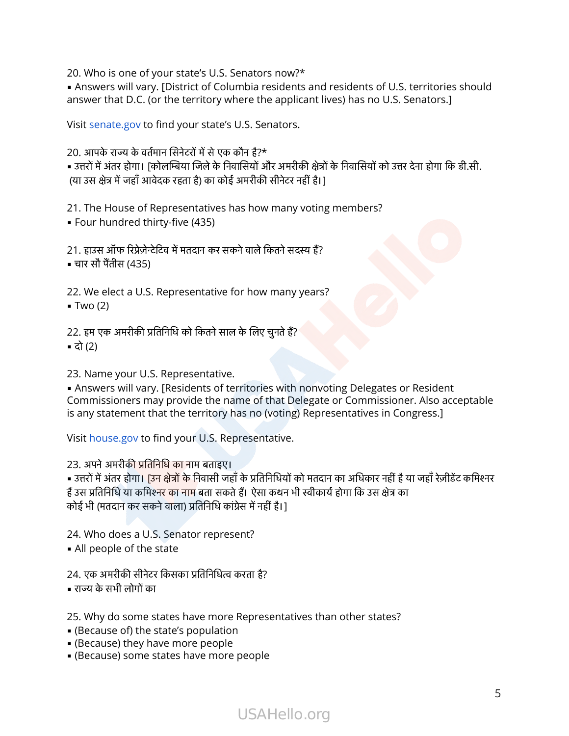20. Who is one of your state’s U.S. Senators now?*
- Answers will vary. [District of Columbia residents and residents of U.S. territories should answer that D.C. (or the territory where the applicant lives) has no U.S. Senators.]

Visit senate.gov to find your state’s U.S. Senators.

20. आपके राज्य के वर्तमान सिनेटरों में से एक कौन है?*
- उत्तरों में अंतर होगा। [कोलम्बिया जिले के निवासियों और अमरीकी क्षेत्रों के निवासियों को उत्तर देना होगा कि डी.सी. (या उस क्षेत्र में जहाँ आवेदक रहता है) का कोई अमरीकी सीनेटर नहीं है।]

21. The House of Representatives has how many voting members?
- Four hundred thirty-five (435)

21. हाउस ऑफ रिप्रेज़ेन्टेटिव में मतदान कर सकने वाले कितने सदस्य हैं?
- चार सौ पैंतीस (435)

22. We elect a U.S. Representative for how many years?
- Two (2)

22. हम एक अमरीकी प्रतिनिधि को कितने साल के लिए चुनते हैं?
- दो (2)

23. Name your U.S. Representative.
- Answers will vary. [Residents of territories with nonvoting Delegates or Resident Commissioners may provide the name of that Delegate or Commissioner. Also acceptable is any statement that the territory has no (voting) Representatives in Congress.]

Visit house.gov to find your U.S. Representative.

23. अपने अमरीकी प्रतिनिधि का नाम बताइए।
- उत्तरों में अंतर होगा। [उन क्षेत्रों के निवासी जहाँ के प्रतिनिधियों को मतदान का अधिकार नहीं है या जहाँ रेज़ीडेंट कमिश्नर हैं उस प्रतिनिधि या कमिश्नर का नाम बता सकते हैं। ऐसा कथन भी स्वीकार्य होगा कि उस क्षेत्र का कोई भी (मतदान कर सकने वाला) प्रतिनिधि कांग्रेस में नहीं है।]

24. Who does a U.S. Senator represent?
- All people of the state

24. एक अमरीकी सीनेटर किसका प्रतिनिधित्व करता है?
- राज्य के सभी लोगों का

25. Why do some states have more Representatives than other states?
- (Because of) the state’s population
- (Because) they have more people
- (Because) some states have more people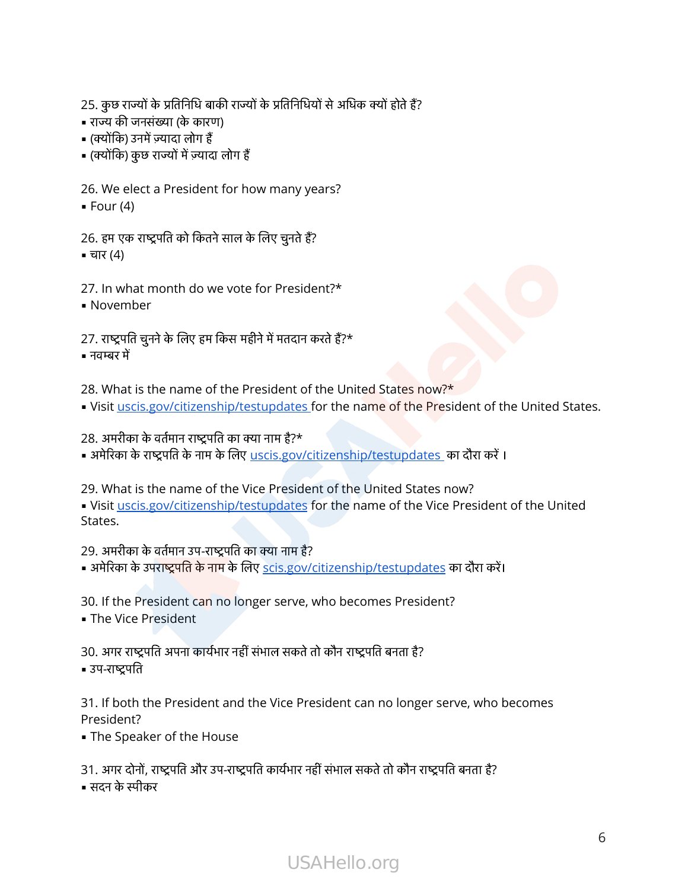25. कुछ राज्यों के प्रतिनिधि बाकी राज्यों के प्रतिनिधियों से अधिक क्यों होते हैं?
- राज्य की जनसंख्या (के कारण)
- (क्योंकि) उनमें ज़्यादा लोग हैं
- (क्योंकि) कुछ राज्यों में ज़्यादा लोग हैं

26. We elect a President for how many years?
- Four (4)

26. हम एक राष्ट्रपति को कितने साल के लिए चुनते हैं?
- चार (4)

27. In what month do we vote for President?*
- November

27. राष्ट्रपति चुनने के लिए हम किस महीने में मतदान करते हैं?*
- नवम्बर में

28. What is the name of the President of the United States now?*
- Visit [uscis.gov/citizenship/testupdates](uscis.gov/citizenship/testupdates) for the name of the President of the United States.

28. अमरीका के वर्तमान राष्ट्रपति का क्या नाम है?*
- अमेरिका के राष्ट्रपति के नाम के लिए [uscis.gov/citizenship/testupdates](uscis.gov/citizenship/testupdates) का दौरा करें ।

29. What is the name of the Vice President of the United States now?
- Visit [uscis.gov/citizenship/testupdates](uscis.gov/citizenship/testupdates) for the name of the Vice President of the United States.

29. अमरीका के वर्तमान उप-राष्ट्रपति का क्या नाम है?
- अमेरिका के उपराष्ट्रपति के नाम के लिए [scis.gov/citizenship/testupdates](scis.gov/citizenship/testupdates) का दौरा करें।

30. If the President can no longer serve, who becomes President?
- The Vice President

30. अगर राष्ट्रपति अपना कार्यभार नहीं संभाल सकते तो कौन राष्ट्रपति बनता है?
- उप-राष्ट्रपति

31. If both the President and the Vice President can no longer serve, who becomes President?
- The Speaker of the House

31. अगर दोनों, राष्ट्रपति और उप-राष्ट्रपति कार्यभार नहीं संभाल सकते तो कौन राष्ट्रपति बनता है?
- सदन के स्पीकर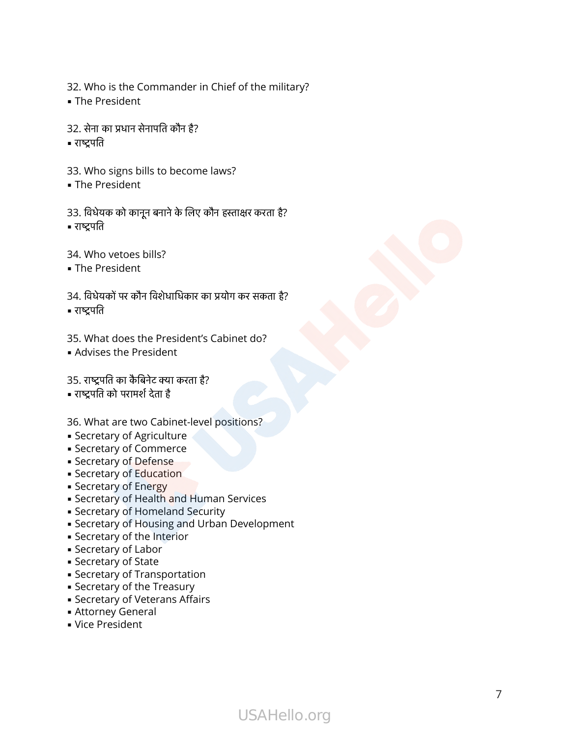32. Who is the Commander in Chief of the military?
- The President

32. सेना का प्रधान सेनापति कौन है?
- राष्ट्रपति

33. Who signs bills to become laws?
- The President

33. विधेयक को कानून बनाने के लिए कौन हस्ताक्षर करता है?
- राष्ट्रपति

34. Who vetoes bills?
- The President

34. विधेयकों पर कौन विशेधाधिकार का प्रयोग कर सकता है?
- राष्ट्रपति

35. What does the President's Cabinet do?
- Advises the President

35. राष्ट्रपति का कैबिनेट क्या करता है?
- राष्ट्रपति को परामर्श देता है

36. What are two Cabinet-level positions?
- Secretary of Agriculture
- Secretary of Commerce
- Secretary of Defense
- Secretary of Education
- Secretary of Energy
- Secretary of Health and Human Services
- Secretary of Homeland Security
- Secretary of Housing and Urban Development
- Secretary of the Interior
- Secretary of Labor
- Secretary of State
- Secretary of Transportation
- Secretary of the Treasury
- Secretary of Veterans Affairs
- Attorney General
- Vice President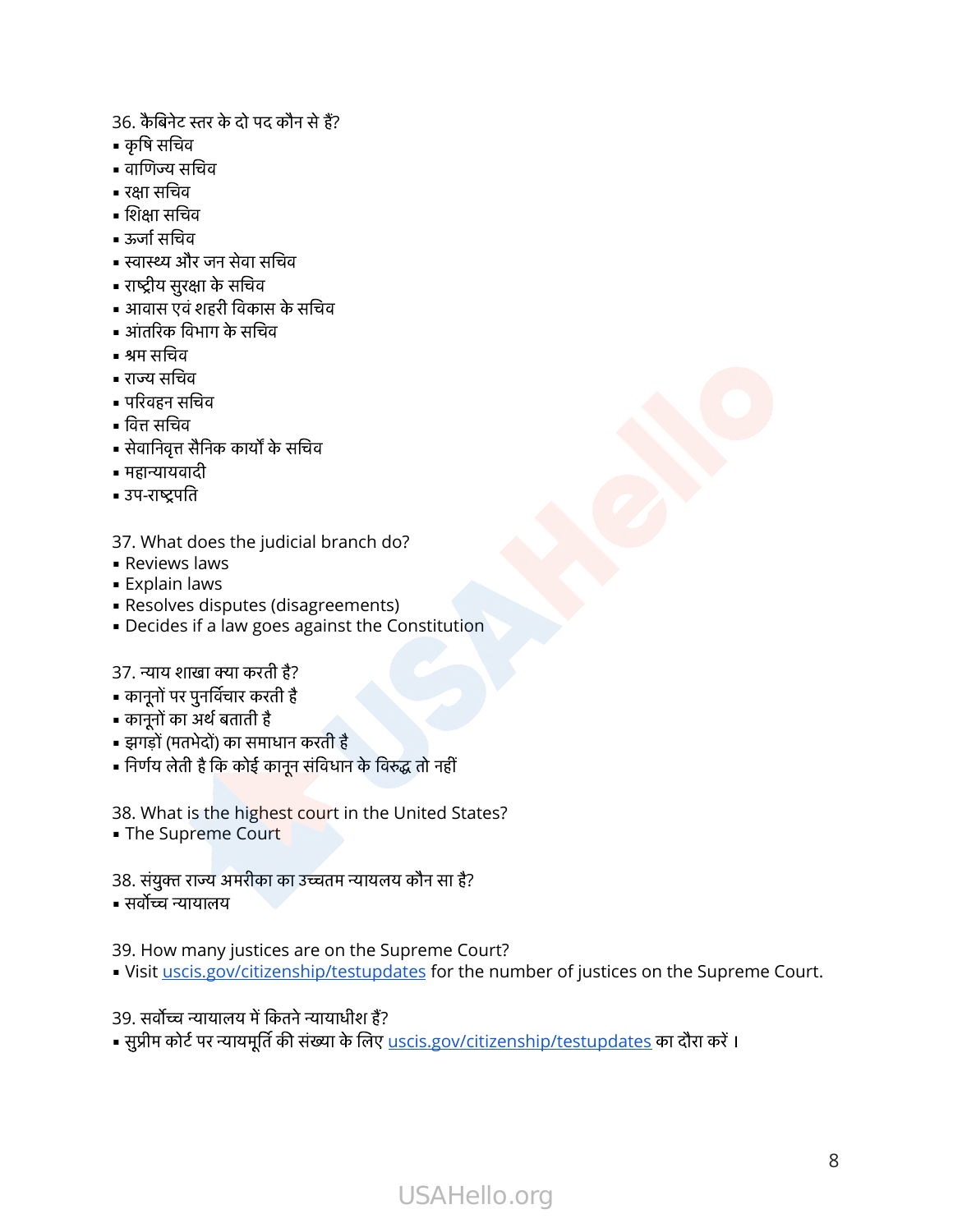36. कैबिनेट स्तर के दो पद कौन से हैं?
- कृषि सचिव
- वाणिज्य सचिव
- रक्षा सचिव
- शिक्षा सचिव
- ऊर्जा सचिव
- स्वास्थ्य और जन सेवा सचिव
- राष्ट्रीय सुरक्षा के सचिव
- आवास एवं शहरी विकास के सचिव
- आंतरिक विभाग के सचिव
- श्रम सचिव
- राज्य सचिव
- परिवहन सचिव
- वित्त सचिव
- सेवानिवृत्त सैनिक कार्यों के सचिव
- महान्यायवादी
- उप-राष्ट्रपति

37. What does the judicial branch do?
- Reviews laws
- Explain laws
- Resolves disputes (disagreements)
- Decides if a law goes against the Constitution

37. न्याय शाखा क्या करती है?
- कानूनों पर पुनर्विचार करती है
- कानूनों का अर्थ बताती है
- झगड़ों (मतभेदों) का समाधान करती है
- निर्णय लेती है कि कोई कानून संविधान के विरुद्ध तो नहीं

38. What is the highest court in the United States?
- The Supreme Court

38. संयुक्त राज्य अमरीका का उच्चतम न्यायलय कौन सा है?
- सर्वोच्च न्यायालय

39. How many justices are on the Supreme Court?
- Visit uscis.gov/citizenship/testupdates for the number of justices on the Supreme Court.

39. सर्वोच्च न्यायालय में कितने न्यायाधीश हैं?
- सुप्रीम कोर्ट पर न्यायमूर्ति की संख्या के लिए uscis.gov/citizenship/testupdates का दौरा करें।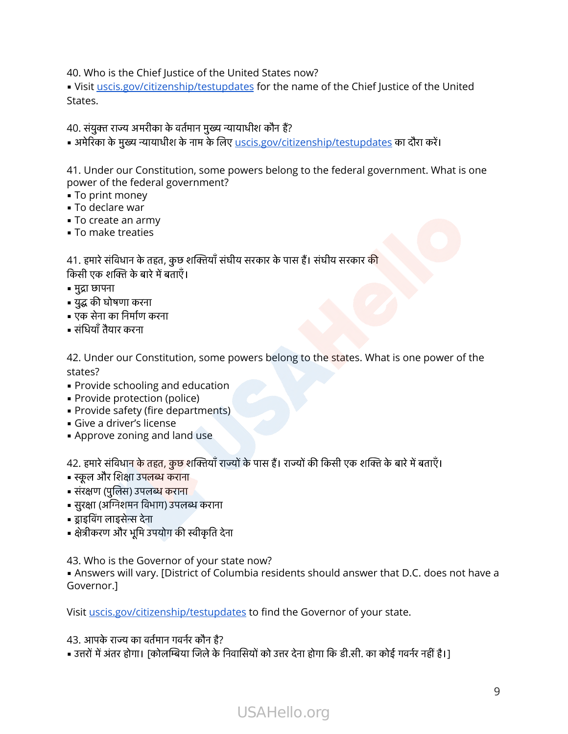40. Who is the Chief Justice of the United States now?
▪ Visit [uscis.gov/citizenship/testupdates](uscis.gov/citizenship/testupdates) for the name of the Chief Justice of the United States.

40. संयुक्त राज्य अमरीका के वर्तमान मुख्य न्यायाधीश कौन हैं?
▪ अमेरिका के मुख्य न्यायाधीश के नाम के लिए [uscis.gov/citizenship/testupdates](uscis.gov/citizenship/testupdates) का दौरा करें।

41. Under our Constitution, some powers belong to the federal government. What is one power of the federal government?
▪ To print money
▪ To declare war
▪ To create an army
▪ To make treaties

41. हमारे संविधान के तहत, कुछ शक्तियाँ संघीय सरकार के पास हैं। संघीय सरकार की किसी एक शक्ति के बारे में बताएँ।
▪ मुद्रा छापना
▪ युद्ध की घोषणा करना
▪ एक सेना का निर्माण करना
▪ संधियाँ तैयार करना

42. Under our Constitution, some powers belong to the states. What is one power of the states?
▪ Provide schooling and education
▪ Provide protection (police)
▪ Provide safety (fire departments)
▪ Give a driver's license
▪ Approve zoning and land use

42. हमारे संविधान के तहत, कुछ शक्तियाँ राज्यों के पास हैं। राज्यों की किसी एक शक्ति के बारे में बताएँ।
▪ स्कूल और शिक्षा उपलब्ध कराना
▪ संरक्षण (पुलिस) उपलब्ध कराना
▪ सुरक्षा (अग्निशमन विभाग) उपलब्ध कराना
▪ ड्राइविंग लाइसेन्स देना
▪ क्षेत्रीकरण और भूमि उपयोग की स्वीकृति देना

43. Who is the Governor of your state now?
▪ Answers will vary. [District of Columbia residents should answer that D.C. does not have a Governor.]

Visit [uscis.gov/citizenship/testupdates](uscis.gov/citizenship/testupdates) to find the Governor of your state.

43. आपके राज्य का वर्तमान गवर्नर कौन है?
▪ उत्तरों में अंतर होगा। [कोलम्बिया जिले के निवासियों को उत्तर देना होगा कि डी.सी. का कोई गवर्नर नहीं है।]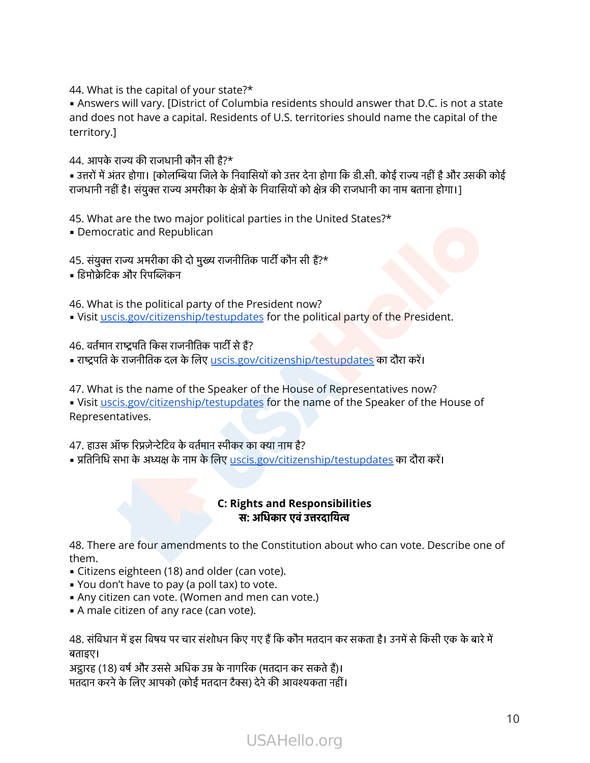44. What is the capital of your state?*
- Answers will vary. [District of Columbia residents should answer that D.C. is not a state and does not have a capital. Residents of U.S. territories should name the capital of the territory.]

44. आपके राज्य की राजधानी कौन सी है?*
- उत्तरों में अंतर होगा। [कोलम्बिया जिले के निवासियों को उत्तर देना होगा कि डी.सी. कोई राज्य नहीं है और उसकी कोई राजधानी नहीं है। संयुक्त राज्य अमरीका के क्षेत्रों के निवासियों को क्षेत्र की राजधानी का नाम बताना होगा।]

45. What are the two major political parties in the United States?*
- Democratic and Republican

45. संयुक्त राज्य अमरीका की दो मुख्य राजनीतिक पार्टी कौन सी हैं?*
- डिमोक्रेटिक और रिपब्लिकन

46. What is the political party of the President now?
- Visit uscis.gov/citizenship/testupdates for the political party of the President.

46. वर्तमान राष्ट्रपति किस राजनीतिक पार्टी से हैं?
- राष्ट्रपति के राजनीतिक दल के लिए uscis.gov/citizenship/testupdates का दौरा करें।

47. What is the name of the Speaker of the House of Representatives now?
- Visit uscis.gov/citizenship/testupdates for the name of the Speaker of the House of Representatives.

47. हाउस ऑफ रिप्रज़ेन्टेटिव के वर्तमान स्पीकर का क्या नाम है?
- प्रतिनिधि सभा के अध्यक्ष के नाम के लिए uscis.gov/citizenship/testupdates का दौरा करें।

## C: Rights and Responsibilities
## स: अधिकार एवं उत्तरदायित्व

48. There are four amendments to the Constitution about who can vote. Describe one of them.
- Citizens eighteen (18) and older (can vote).
- You don't have to pay (a poll tax) to vote.
- Any citizen can vote. (Women and men can vote.)
- A male citizen of any race (can vote).

48. संविधान में इस विषय पर चार संशोधन किए गए हैं कि कौन मतदान कर सकता है। उनमें से किसी एक के बारे में बताइए।
अट्ठारह (18) वर्ष और उससे अधिक उम्र के नागरिक (मतदान कर सकते हैं)।
मतदान करने के लिए आपको (कोई मतदान टैक्स) देने की आवश्यकता नहीं।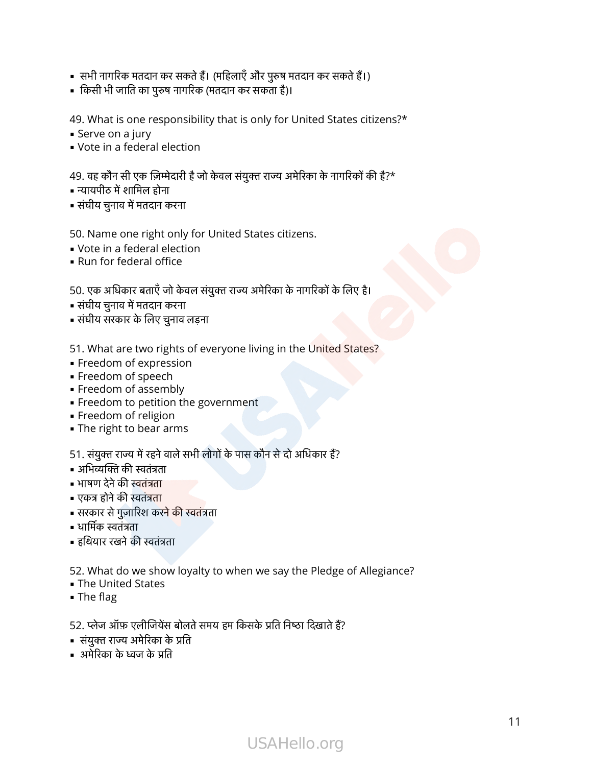- सभी नागरिक मतदान कर सकते हैं। (महिलाएँ और पुरुष मतदान कर सकते हैं।)
- किसी भी जाति का पुरुष नागरिक (मतदान कर सकता है)।

49. What is one responsibility that is only for United States citizens?*
- Serve on a jury
- Vote in a federal election

49. वह कौन सी एक ज़िम्मेदारी है जो केवल संयुक्त राज्य अमेरिका के नागरिकों की है?*
- न्यायपीठ में शामिल होना
- संघीय चुनाव में मतदान करना

50. Name one right only for United States citizens.
- Vote in a federal election
- Run for federal office

50. एक अधिकार बताएँ जो केवल संयुक्त राज्य अमेरिका के नागरिकों के लिए है।
- संघीय चुनाव में मतदान करना
- संघीय सरकार के लिए चुनाव लड़ना

51. What are two rights of everyone living in the United States?
- Freedom of expression
- Freedom of speech
- Freedom of assembly
- Freedom to petition the government
- Freedom of religion
- The right to bear arms

51. संयुक्त राज्य में रहने वाले सभी लोगों के पास कौन से दो अधिकार हैं?
- अभिव्यक्ति की स्वतंत्रता
- भाषण देने की स्वतंत्रता
- एकत्र होने की स्वतंत्रता
- सरकार से गुज़ारिश करने की स्वतंत्रता
- धार्मिक स्वतंत्रता
- हथियार रखने की स्वतंत्रता

52. What do we show loyalty to when we say the Pledge of Allegiance?
- The United States
- The flag

52. प्लेज ऑफ़ एलीजियेंस बोलते समय हम किसके प्रति निष्ठा दिखाते हैं?
- संयुक्त राज्य अमेरिका के प्रति
- अमेरिका के ध्वज के प्रति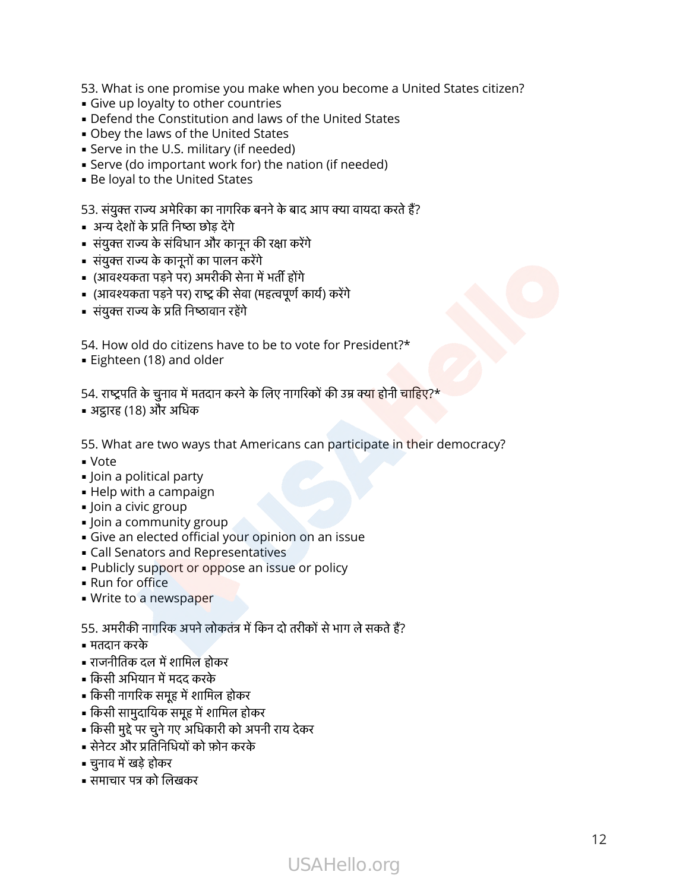53. What is one promise you make when you become a United States citizen?
- Give up loyalty to other countries
- Defend the Constitution and laws of the United States
- Obey the laws of the United States
- Serve in the U.S. military (if needed)
- Serve (do important work for) the nation (if needed)
- Be loyal to the United States

53. संयुक्त राज्य अमेरिका का नागरिक बनने के बाद आप क्या वायदा करते हैं?
- अन्य देशों के प्रति निष्ठा छोड़ देंगे
- संयुक्त राज्य के संविधान और कानून की रक्षा करेंगे
- संयुक्त राज्य के कानूनों का पालन करेंगे
- (आवश्यकता पड़ने पर) अमरीकी सेना में भर्ती होंगे
- (आवश्यकता पड़ने पर) राष्ट्र की सेवा (महत्वपूर्ण कार्य) करेंगे
- संयुक्त राज्य के प्रति निष्ठावान रहेंगे

54. How old do citizens have to be to vote for President?*
- Eighteen (18) and older

54. राष्ट्रपति के चुनाव में मतदान करने के लिए नागरिकों की उम्र क्या होनी चाहिए?*
- अट्ठारह (18) और अधिक

55. What are two ways that Americans can participate in their democracy?
- Vote
- Join a political party
- Help with a campaign
- Join a civic group
- Join a community group
- Give an elected official your opinion on an issue
- Call Senators and Representatives
- Publicly support or oppose an issue or policy
- Run for office
- Write to a newspaper

55. अमरीकी नागरिक अपने लोकतंत्र में किन दो तरीकों से भाग ले सकते हैं?
- मतदान करके
- राजनीतिक दल में शामिल होकर
- किसी अभियान में मदद करके
- किसी नागरिक समूह में शामिल होकर
- किसी सामुदायिक समूह में शामिल होकर
- किसी मुद्दे पर चुने गए अधिकारी को अपनी राय देकर
- सेनेटर और प्रतिनिधियों को फ़ोन करके
- चुनाव में खड़े होकर
- समाचार पत्र को लिखकर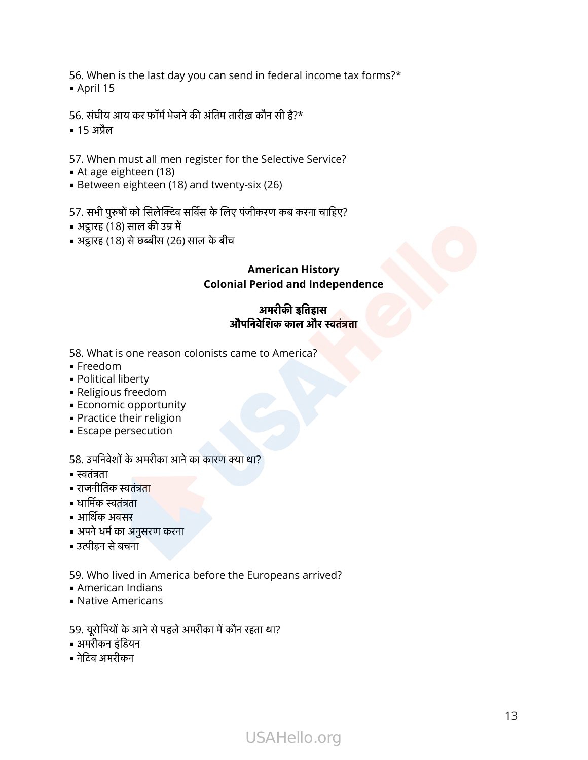56. When is the last day you can send in federal income tax forms?*
- April 15

56. संघीय आय कर फ़ॉर्म भेजने की अंतिम तारीख़ कौन सी है?*
- 15 अप्रैल

57. When must all men register for the Selective Service?
- At age eighteen (18)
- Between eighteen (18) and twenty-six (26)

57. सभी पुरुषों को सिलेक्टिव सर्विस के लिए पंजीकरण कब करना चाहिए?
- अट्ठारह (18) साल की उम्र में
- अट्ठारह (18) से छब्बीस (26) साल के बीच

## American History
### Colonial Period and Independence

## अमरीकी इतिहास
### औपनिवेशिक काल और स्वतंत्रता

58. What is one reason colonists came to America?
- Freedom
- Political liberty
- Religious freedom
- Economic opportunity
- Practice their religion
- Escape persecution

58. उपनिवेशों के अमरीका आने का कारण क्या था?
- स्वतंत्रता
- राजनीतिक स्वतंत्रता
- धार्मिक स्वतंत्रता
- आर्थिक अवसर
- अपने धर्म का अनुसरण करना
- उत्पीड़न से बचना

59. Who lived in America before the Europeans arrived?
- American Indians
- Native Americans

59. यूरोपियों के आने से पहले अमरीका में कौन रहता था?
- अमरीकन इंडियन
- नेटिव अमरीकन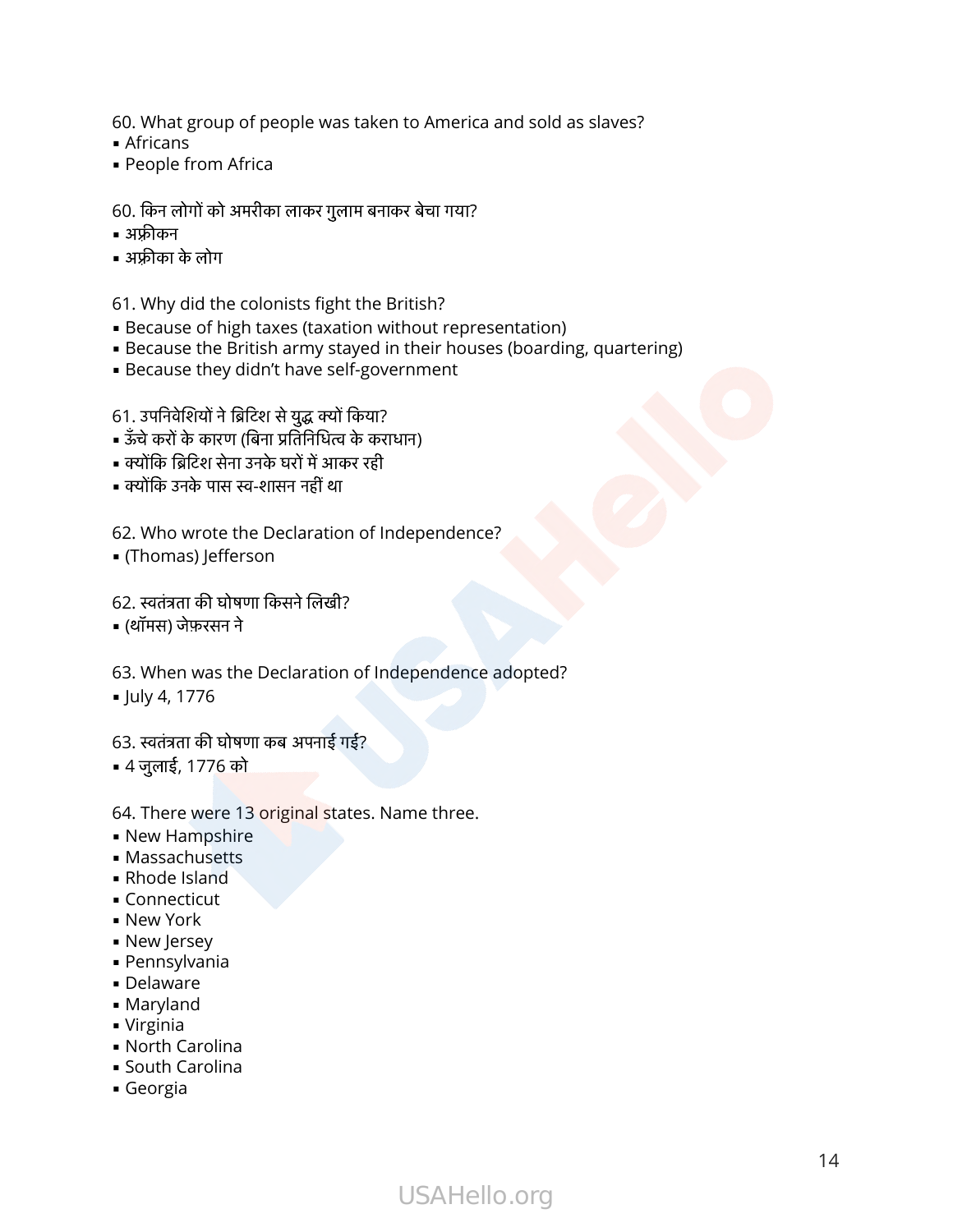60. What group of people was taken to America and sold as slaves?
- Africans
- People from Africa

60. किन लोगों को अमरीका लाकर गुलाम बनाकर बेचा गया?
- अफ़्रीकन
- अफ़्रीका के लोग

61. Why did the colonists fight the British?
- Because of high taxes (taxation without representation)
- Because the British army stayed in their houses (boarding, quartering)
- Because they didn't have self-government

61. उपनिवेशियों ने ब्रिटिश से युद्ध क्यों किया?
- ऊँचे करों के कारण (बिना प्रतिनिधित्व के कराधान)
- क्योंकि ब्रिटिश सेना उनके घरों में आकर रही
- क्योंकि उनके पास स्व-शासन नहीं था

62. Who wrote the Declaration of Independence?
- (Thomas) Jefferson

62. स्वतंत्रता की घोषणा किसने लिखी?
- (थॉमस) जेफ़रसन ने

63. When was the Declaration of Independence adopted?
- July 4, 1776

63. स्वतंत्रता की घोषणा कब अपनाई गई?
- 4 जुलाई, 1776 को

64. There were 13 original states. Name three.
- New Hampshire
- Massachusetts
- Rhode Island
- Connecticut
- New York
- New Jersey
- Pennsylvania
- Delaware
- Maryland
- Virginia
- North Carolina
- South Carolina
- Georgia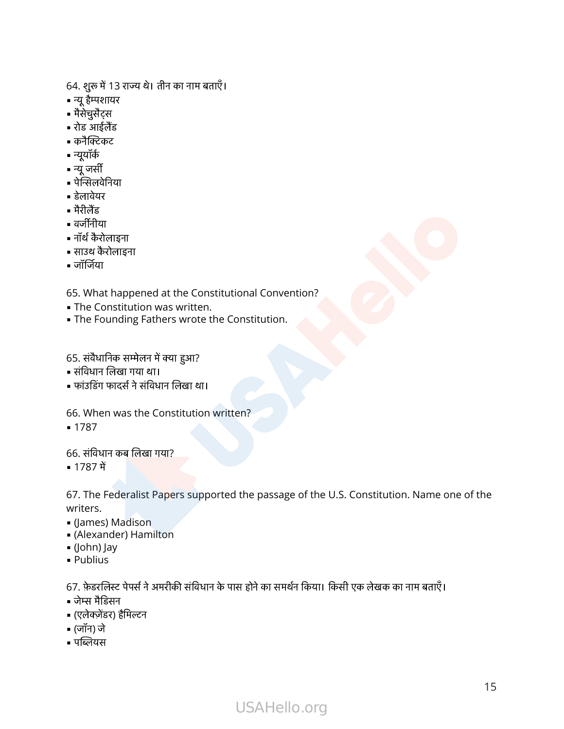64. शुरू में 13 राज्य थे। तीन का नाम बताएँ।

- न्यू हैम्पशायर
- मैसेचुसैट्स
- रोड आईलैंड
- कनैक्टिकट
- न्यूयॉर्क
- न्यू जर्सी
- पेन्सिलवेनिया
- डेलावेयर
- मैरीलैंड
- वर्जीनीया
- नॉर्थ कैरोलाइना
- साउथ कैरोलाइना
- जॉर्जिया

65. What happened at the Constitutional Convention?

- The Constitution was written.
- The Founding Fathers wrote the Constitution.

65. संवैधानिक सम्मेलन में क्या हुआ?

- संविधान लिखा गया था।
- फांउडिंग फादर्स ने संविधान लिखा था।

66. When was the Constitution written?

- 1787

66. संविधान कब लिखा गया?

- 1787 में

67. The Federalist Papers supported the passage of the U.S. Constitution. Name one of the writers.

- (James) Madison
- (Alexander) Hamilton
- (John) Jay
- Publius

67. फ़ेडरलिस्ट पेपर्स ने अमरीकी संविधान के पास होने का समर्थन किया। किसी एक लेखक का नाम बताएँ।

- जेम्स मैडिसन
- (एलेक्ज़ेंडर) हैमिल्टन
- (जॉन) जे
- पब्लियस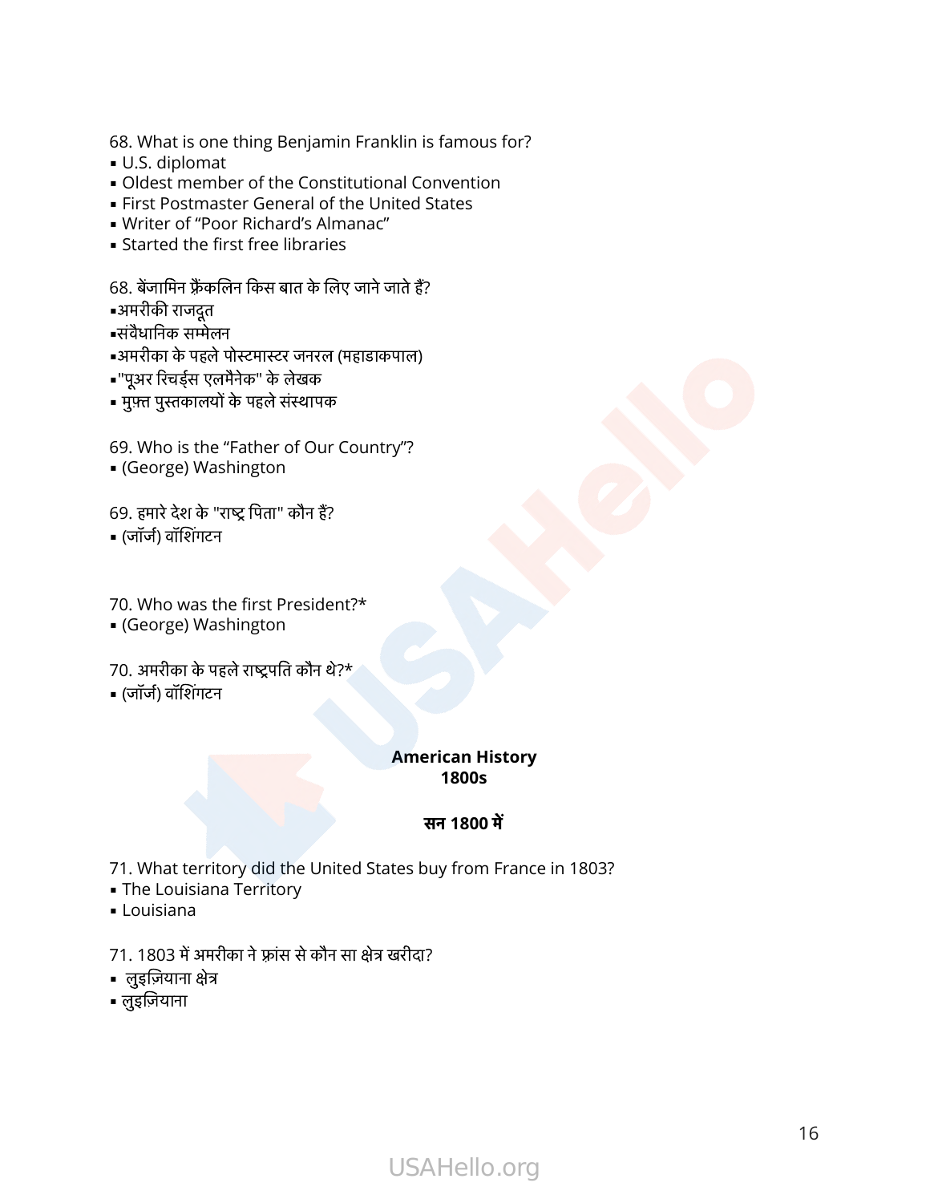68. What is one thing Benjamin Franklin is famous for?
- U.S. diplomat
- Oldest member of the Constitutional Convention
- First Postmaster General of the United States
- Writer of "Poor Richard's Almanac"
- Started the first free libraries

68. बेंजामिन फ्रैंकलिन किस बात के लिए जाने जाते हैं?
- अमरीकी राजदूत
- संवैधानिक सम्मेलन
- अमरीका के पहले पोस्टमास्टर जनरल (महाडाकपाल)
- "पूअर रिचर्ड्स एलमैनेक" के लेखक
- मुफ्त पुस्तकालयों के पहले संस्थापक

69. Who is the "Father of Our Country"?
- (George) Washington

69. हमारे देश के "राष्ट्र पिता" कौन हैं?
- (जॉर्ज) वॉशिंगटन

70. Who was the first President?*
- (George) Washington

70. अमरीका के पहले राष्ट्रपति कौन थे?*
- (जॉर्ज) वॉशिंगटन

## American History 1800s

## सन 1800 में

71. What territory did the United States buy from France in 1803?
- The Louisiana Territory
- Louisiana

71. 1803 में अमरीका ने फ्रांस से कौन सा क्षेत्र खरीदा?
- लुइज़ियाना क्षेत्र
- लुइज़ियाना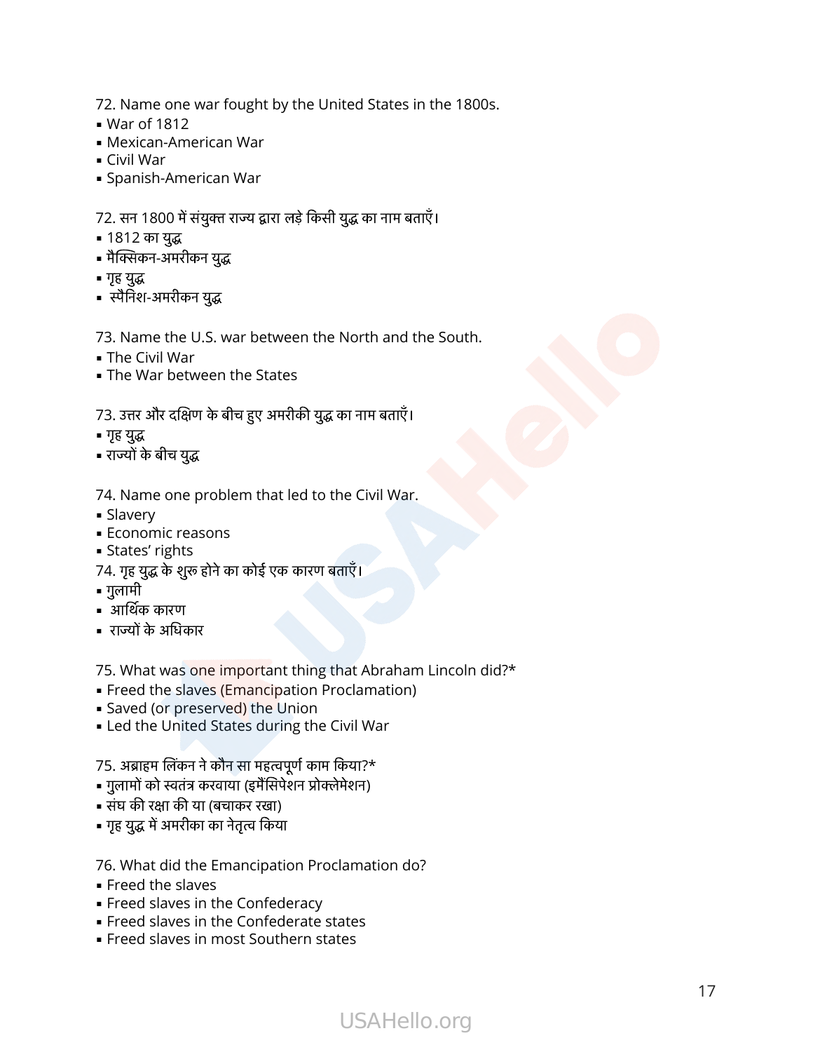72. Name one war fought by the United States in the 1800s.
- War of 1812
- Mexican-American War
- Civil War
- Spanish-American War

72. सन 1800 में संयुक्त राज्य द्वारा लड़े किसी युद्ध का नाम बताएँ।
- 1812 का युद्ध
- मैक्सिकन-अमरीकन युद्ध
- गृह युद्ध
- स्पैनिश-अमरीकन युद्ध

73. Name the U.S. war between the North and the South.
- The Civil War
- The War between the States

73. उत्तर और दक्षिण के बीच हुए अमरीकी युद्ध का नाम बताएँ।
- गृह युद्ध
- राज्यों के बीच युद्ध

74. Name one problem that led to the Civil War.
- Slavery
- Economic reasons
- States' rights

74. गृह युद्ध के शुरु होने का कोई एक कारण बताएँ।
- गुलामी
- आर्थिक कारण
- राज्यों के अधिकार

75. What was one important thing that Abraham Lincoln did?*
- Freed the slaves (Emancipation Proclamation)
- Saved (or preserved) the Union
- Led the United States during the Civil War

75. अब्राहम लिंकन ने कौन सा महत्वपूर्ण काम किया?*
- गुलामों को स्वतंत्र करवाया (इमैंसिपेशन प्रोक्लेमेशन)
- संघ की रक्षा की या (बचाकर रखा)
- गृह युद्ध में अमरीका का नेतृत्व किया

76. What did the Emancipation Proclamation do?
- Freed the slaves
- Freed slaves in the Confederacy
- Freed slaves in the Confederate states
- Freed slaves in most Southern states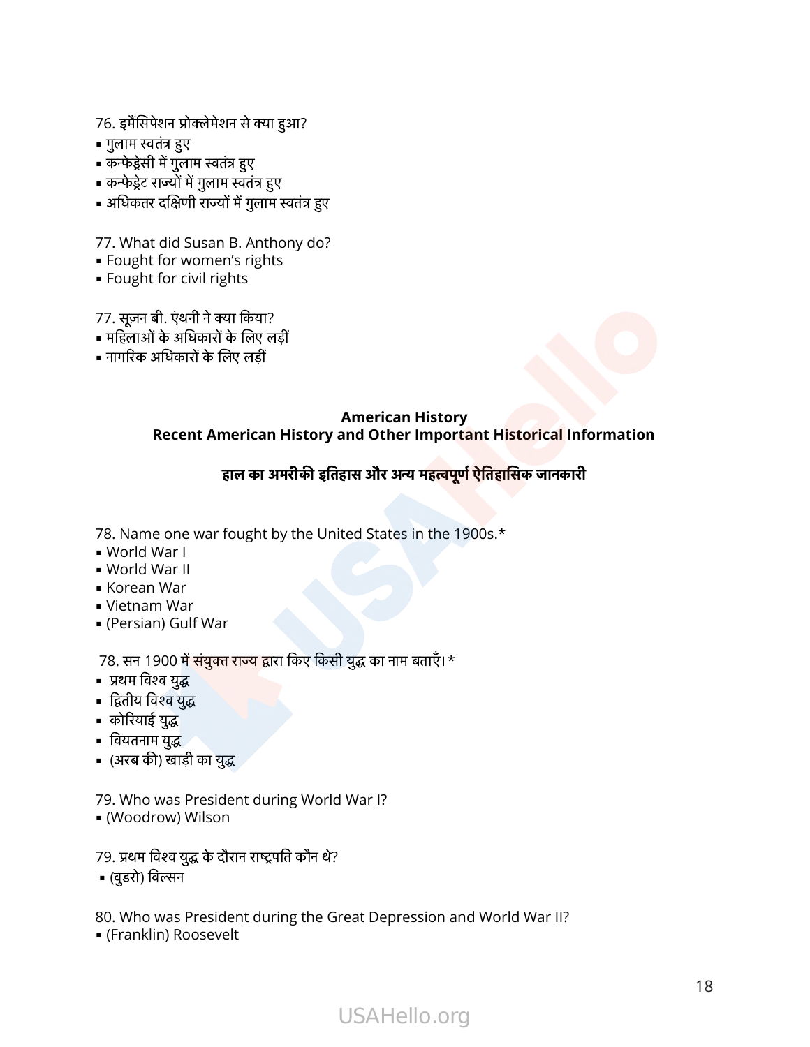76. इमैंसिपेशन प्रोक्लेमेशन से क्या हुआ?
- गुलाम स्वतंत्र हुए
- कन्फेड्रेसी में गुलाम स्वतंत्र हुए
- कन्फेड्रेट राज्यों में गुलाम स्वतंत्र हुए
- अधिकतर दक्षिणी राज्यों में गुलाम स्वतंत्र हुए

77. What did Susan B. Anthony do?
- Fought for women's rights
- Fought for civil rights

77. सूज़न बी. एंथनी ने क्या किया?
- महिलाओं के अधिकारों के लिए लड़ीं
- नागरिक अधिकारों के लिए लड़ीं

## American History
## Recent American History and Other Important Historical Information

## हाल का अमरीकी इतिहास और अन्य महत्वपूर्ण ऐतिहासिक जानकारी

78. Name one war fought by the United States in the 1900s.*
- World War I
- World War II
- Korean War
- Vietnam War
- (Persian) Gulf War

78. सन 1900 में संयुक्त राज्य द्वारा किए किसी युद्ध का नाम बताएँ।*
- प्रथम विश्व युद्ध
- द्वितीय विश्व युद्ध
- कोरियाई युद्ध
- वियतनाम युद्ध
- (अरब की) खाड़ी का युद्ध

79. Who was President during World War I?
- (Woodrow) Wilson

79. प्रथम विश्व युद्ध के दौरान राष्ट्रपति कौन थे?
- (वुडरो) विल्सन

80. Who was President during the Great Depression and World War II?
- (Franklin) Roosevelt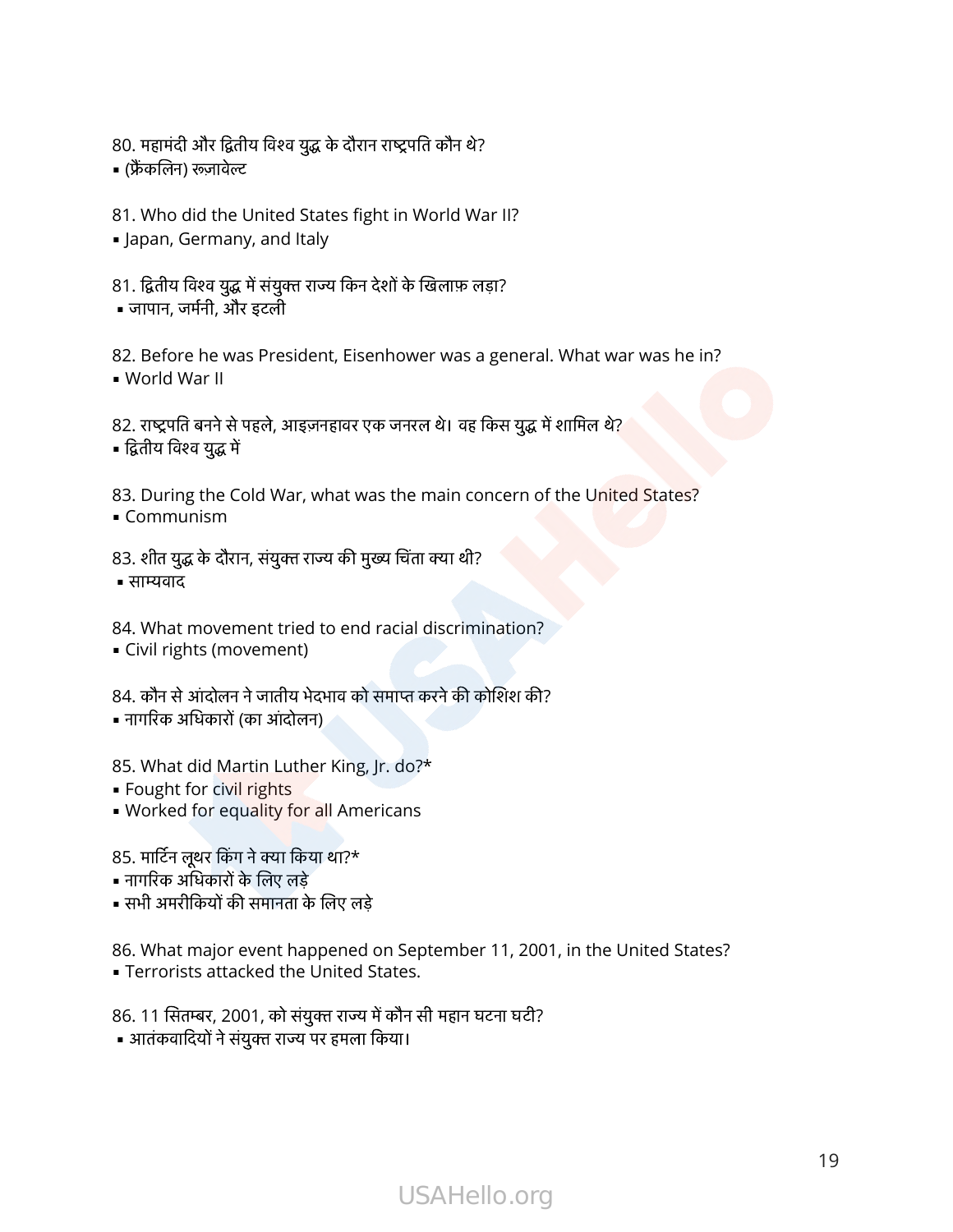80. महामंदी और द्वितीय विश्व युद्ध के दौरान राष्ट्रपति कौन थे?
- (फ्रैंकलिन) रूज़ावेल्ट

81. Who did the United States fight in World War II?
- Japan, Germany, and Italy

81. द्वितीय विश्व युद्ध में संयुक्त राज्य किन देशों के खिलाफ़ लड़ा?
- जापान, जर्मनी, और इटली

82. Before he was President, Eisenhower was a general. What war was he in?
- World War II

82. राष्ट्रपति बनने से पहले, आइज़नहावर एक जनरल थे। वह किस युद्ध में शामिल थे?
- द्वितीय विश्व युद्ध में

83. During the Cold War, what was the main concern of the United States?
- Communism

83. शीत युद्ध के दौरान, संयुक्त राज्य की मुख्य चिंता क्या थी?
- साम्यवाद

84. What movement tried to end racial discrimination?
- Civil rights (movement)

84. कौन से आंदोलन ने जातीय भेदभाव को समाप्त करने की कोशिश की?
- नागरिक अधिकारों (का आंदोलन)

85. What did Martin Luther King, Jr. do?*
- Fought for civil rights
- Worked for equality for all Americans

85. मार्टिन लूथर किंग ने क्या किया था?*
- नागरिक अधिकारों के लिए लड़े
- सभी अमरीकियों की समानता के लिए लड़े

86. What major event happened on September 11, 2001, in the United States?
- Terrorists attacked the United States.

86. 11 सितम्बर, 2001, को संयुक्त राज्य में कौन सी महान घटना घटी?
- आतंकवादियों ने संयुक्त राज्य पर हमला किया।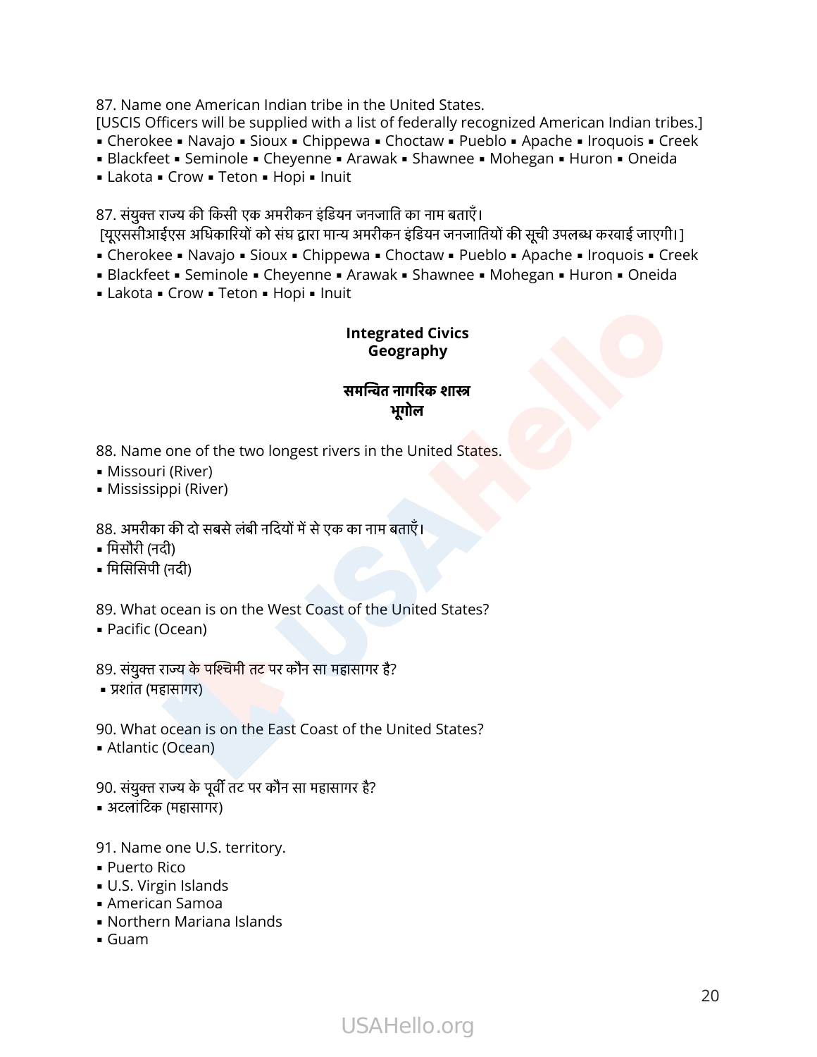87. Name one American Indian tribe in the United States.
[USCIS Officers will be supplied with a list of federally recognized American Indian tribes.]
▪ Cherokee ▪ Navajo ▪ Sioux ▪ Chippewa ▪ Choctaw ▪ Pueblo ▪ Apache ▪ Iroquois ▪ Creek
▪ Blackfeet ▪ Seminole ▪ Cheyenne ▪ Arawak ▪ Shawnee ▪ Mohegan ▪ Huron ▪ Oneida
▪ Lakota ▪ Crow ▪ Teton ▪ Hopi ▪ Inuit

87. संयुक्त राज्य की किसी एक अमरीकन इंडियन जनजाति का नाम बताएँ।
[यूएससीआईएस अधिकारियों को संघ द्वारा मान्य अमरीकन इंडियन जनजातियों की सूची उपलब्ध करवाई जाएगी।]
▪ Cherokee ▪ Navajo ▪ Sioux ▪ Chippewa ▪ Choctaw ▪ Pueblo ▪ Apache ▪ Iroquois ▪ Creek
▪ Blackfeet ▪ Seminole ▪ Cheyenne ▪ Arawak ▪ Shawnee ▪ Mohegan ▪ Huron ▪ Oneida
▪ Lakota ▪ Crow ▪ Teton ▪ Hopi ▪ Inuit

## Integrated Civics
## Geography

## समन्वित नागरिक शास्त्र
## भूगोल

88. Name one of the two longest rivers in the United States.
▪ Missouri (River)
▪ Mississippi (River)

88. अमरीका की दो सबसे लंबी नदियों में से एक का नाम बताएँ।
▪ मिसौरी (नदी)
▪ मिसिसिपी (नदी)

89. What ocean is on the West Coast of the United States?
▪ Pacific (Ocean)

89. संयुक्त राज्य के पश्चिमी तट पर कौन सा महासागर है?
▪ प्रशांत (महासागर)

90. What ocean is on the East Coast of the United States?
▪ Atlantic (Ocean)

90. संयुक्त राज्य के पूर्वी तट पर कौन सा महासागर है?
▪ अटलांटिक (महासागर)

91. Name one U.S. territory.
▪ Puerto Rico
▪ U.S. Virgin Islands
▪ American Samoa
▪ Northern Mariana Islands
▪ Guam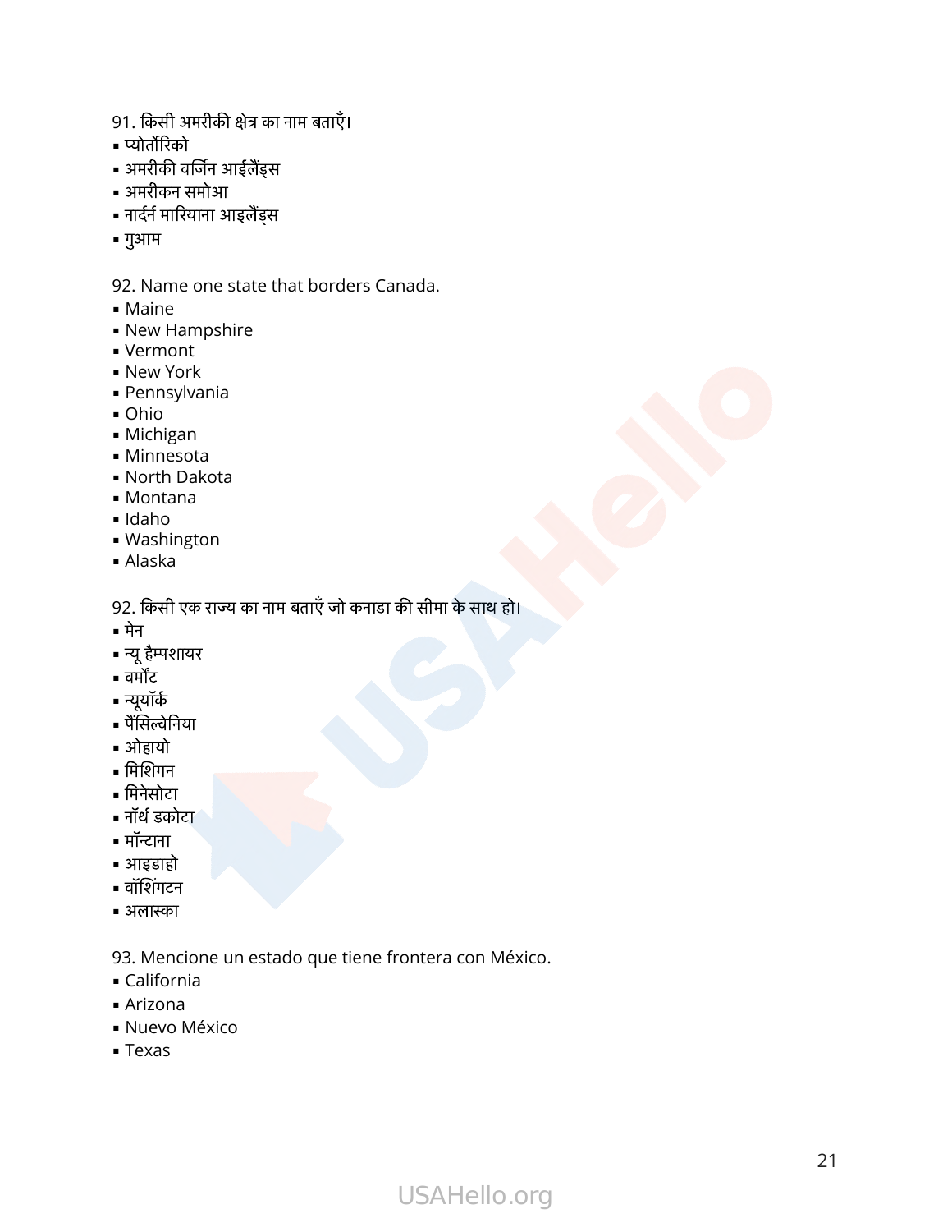91. किसी अमरीकी क्षेत्र का नाम बताएँ।
- प्योर्तोरिको
- अमरीकी वर्जिन आईलैंड्स
- अमरीकन समोआ
- नार्दर्न मारियाना आइलैंड्स
- गुआम

92. Name one state that borders Canada.
- Maine
- New Hampshire
- Vermont
- New York
- Pennsylvania
- Ohio
- Michigan
- Minnesota
- North Dakota
- Montana
- Idaho
- Washington
- Alaska

92. किसी एक राज्य का नाम बताएँ जो कनाडा की सीमा के साथ हो।
- मेन
- न्यू हैम्पशायर
- वर्मोंट
- न्यूयॉर्क
- पैंसिल्वेनिया
- ओहायो
- मिशिगन
- मिनेसोटा
- नॉर्थ डकोटा
- मॉन्टाना
- आइडाहो
- वॉशिंगटन
- अलास्का

93. Mencione un estado que tiene frontera con México.
- California
- Arizona
- Nuevo México
- Texas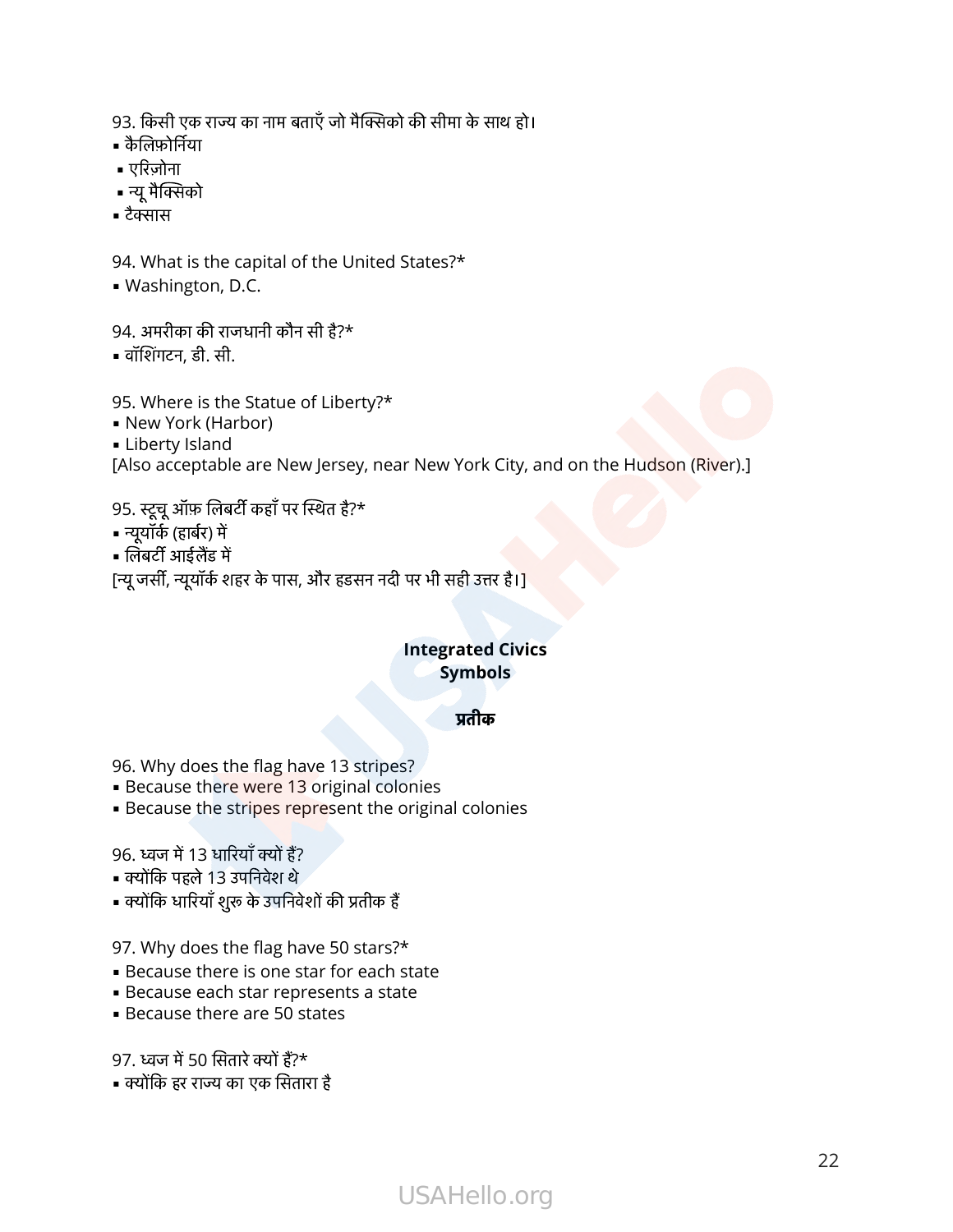93. किसी एक राज्य का नाम बताएँ जो मैक्सिको की सीमा के साथ हो।
- कैलिफ़ोर्निया
- एरिज़ोना
- न्यू मैक्सिको
- टैक्सास

94. What is the capital of the United States?*
- Washington, D.C.

94. अमरीका की राजधानी कौन सी है?*
- वॉशिंगटन, डी. सी.

95. Where is the Statue of Liberty?*
- New York (Harbor)
- Liberty Island

[Also acceptable are New Jersey, near New York City, and on the Hudson (River).]

95. स्टैचू ऑफ़ लिबर्टी कहाँ पर स्थित है?*
- न्यूयॉर्क (हार्बर) में
- लिबर्टी आईलैंड में

[न्यू जर्सी, न्यूयॉर्क शहर के पास, और हडसन नदी पर भी सही उत्तर है।]

## Integrated Civics
## Symbols

## प्रतीक

96. Why does the flag have 13 stripes?
- Because there were 13 original colonies
- Because the stripes represent the original colonies

96. ध्वज में 13 धारियाँ क्यों हैं?
- क्योंकि पहले 13 उपनिवेश थे
- क्योंकि धारियाँ शुरू के उपनिवेशों की प्रतीक हैं

97. Why does the flag have 50 stars?*
- Because there is one star for each state
- Because each star represents a state
- Because there are 50 states

97. ध्वज में 50 सितारे क्यों हैं?*
- क्योंकि हर राज्य का एक सितारा है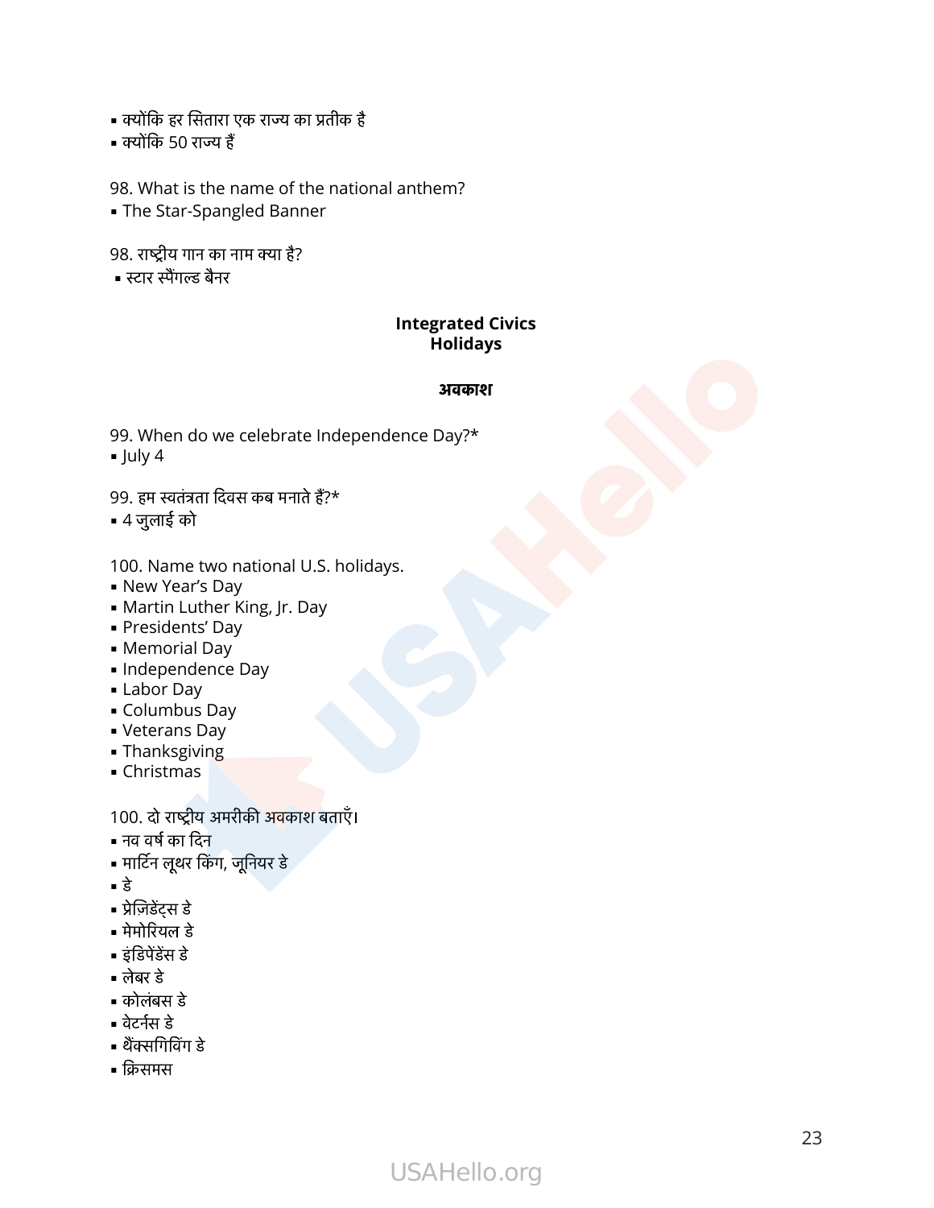▪ क्योंकि हर सितारा एक राज्य का प्रतीक है
▪ क्योंकि 50 राज्य हैं

98. What is the name of the national anthem?
▪ The Star-Spangled Banner

98. राष्ट्रीय गान का नाम क्या है?
▪ स्टार स्पैंगल्ड बैनर

**Integrated Civics**
**Holidays**

**अवकाश**

99. When do we celebrate Independence Day?*
▪ July 4

99. हम स्वतंत्रता दिवस कब मनाते हैं?*
▪ 4 जुलाई को

100. Name two national U.S. holidays.
▪ New Year's Day
▪ Martin Luther King, Jr. Day
▪ Presidents' Day
▪ Memorial Day
▪ Independence Day
▪ Labor Day
▪ Columbus Day
▪ Veterans Day
▪ Thanksgiving
▪ Christmas

100. दो राष्ट्रीय अमरीकी अवकाश बताएँ।
▪ नव वर्ष का दिन
▪ मार्टिन लूथर किंग, जूनियर डे
▪ डे
▪ प्रेज़िडेंट्स डे
▪ मेमोरियल डे
▪ इंडिपेंडेंस डे
▪ लेबर डे
▪ कोलंबस डे
▪ वेटर्नस डे
▪ थैंक्सगिविंग डे
▪ क्रिसमस